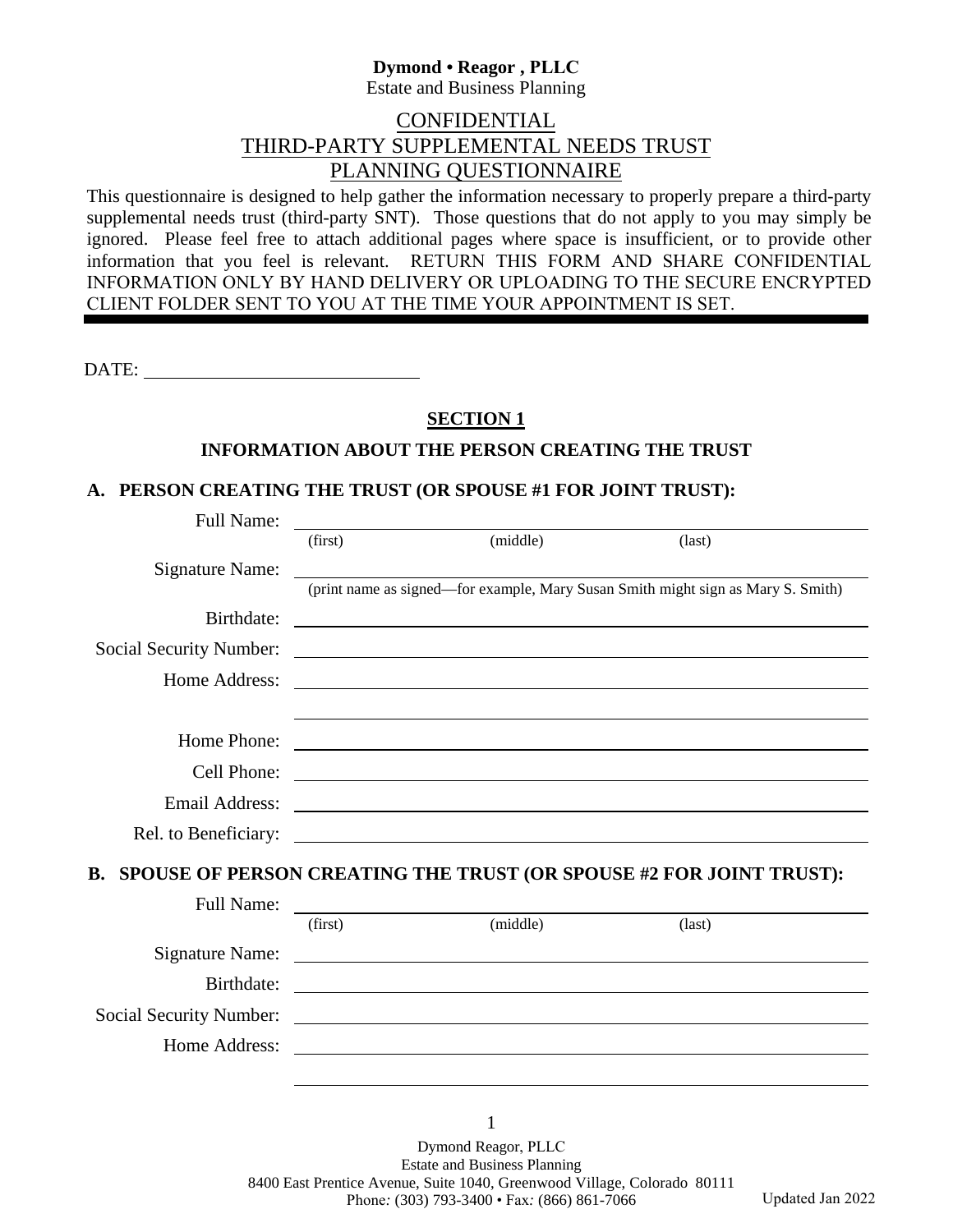**Dymond • Reagor , PLLC**
Estate and Business Planning

# CONFIDENTIAL
# THIRD-PARTY SUPPLEMENTAL NEEDS TRUST
# PLANNING QUESTIONNAIRE

This questionnaire is designed to help gather the information necessary to properly prepare a third-party supplemental needs trust (third-party SNT). Those questions that do not apply to you may simply be ignored. Please feel free to attach additional pages where space is insufficient, or to provide other information that you feel is relevant. RETURN THIS FORM AND SHARE CONFIDENTIAL INFORMATION ONLY BY HAND DELIVERY OR UPLOADING TO THE SECURE ENCRYPTED CLIENT FOLDER SENT TO YOU AT THE TIME YOUR APPOINTMENT IS SET.

---

DATE: ______________________________

## SECTION 1

### INFORMATION ABOUT THE PERSON CREATING THE TRUST

### A. PERSON CREATING THE TRUST (OR SPOUSE #1 FOR JOINT TRUST):

Full Name: ______________________________________________
(first) (middle) (last)

Signature Name: ______________________________________________
(print name as signed—for example, Mary Susan Smith might sign as Mary S. Smith)

Birthdate: ______________________________________________

Social Security Number: ______________________________________________

Home Address: ______________________________________________

______________________________________________

Home Phone: ______________________________________________

Cell Phone: ______________________________________________

Email Address: ______________________________________________

Rel. to Beneficiary: ______________________________________________

### B. SPOUSE OF PERSON CREATING THE TRUST (OR SPOUSE #2 FOR JOINT TRUST):

Full Name: ______________________________________________
(first) (middle) (last)

Signature Name: ______________________________________________

Birthdate: ______________________________________________

Social Security Number: ______________________________________________

Home Address: ______________________________________________

______________________________________________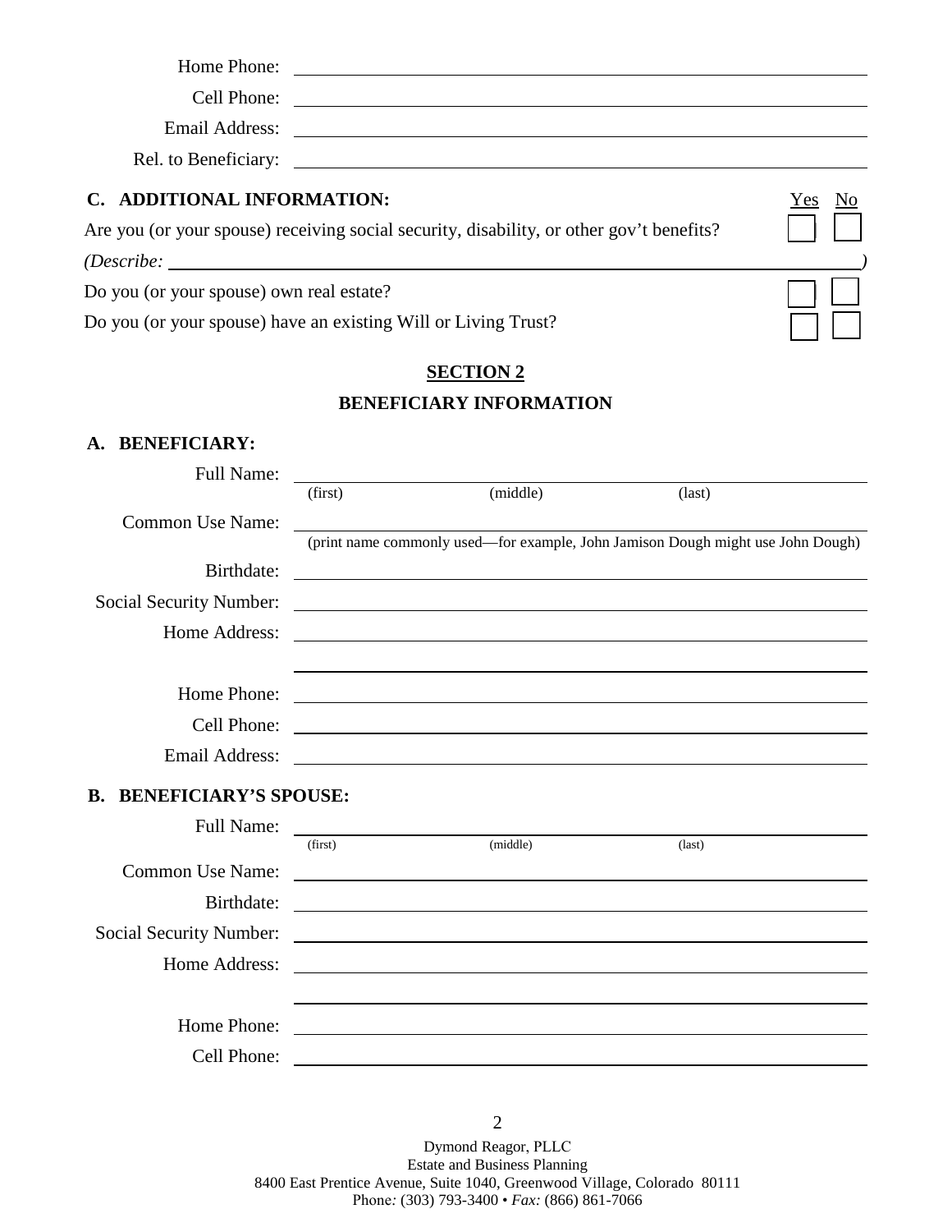Home Phone: ____________________

Cell Phone: ____________________

Email Address: ____________________

Rel. to Beneficiary: ____________________

**C. ADDITIONAL INFORMATION:**

| | Yes | No |
|---|---|---|
| Are you (or your spouse) receiving social security, disability, or other gov't benefits? | ☐ | ☐ |
| *(Describe: ____________________)* | | |
| Do you (or your spouse) own real estate? | ☐ | ☐ |
| Do you (or your spouse) have an existing Will or Living Trust? | ☐ | ☐ |

## SECTION 2

## BENEFICIARY INFORMATION

**A. BENEFICIARY:**

Full Name: ____________________
(first) (middle) (last)

Common Use Name: ____________________
(print name commonly used—for example, John Jamison Dough might use John Dough)

Birthdate: ____________________

Social Security Number: ____________________

Home Address: ____________________

____________________

Home Phone: ____________________

Cell Phone: ____________________

Email Address: ____________________

**B. BENEFICIARY'S SPOUSE:**

Full Name: ____________________
(first) (middle) (last)

Common Use Name: ____________________

Birthdate: ____________________

Social Security Number: ____________________

Home Address: ____________________

____________________

Home Phone: ____________________

Cell Phone: ____________________

Dymond Reagor, PLLC
Estate and Business Planning
8400 East Prentice Avenue, Suite 1040, Greenwood Village, Colorado 80111
Phone: (303) 793-3400 • *Fax:* (866) 861-7066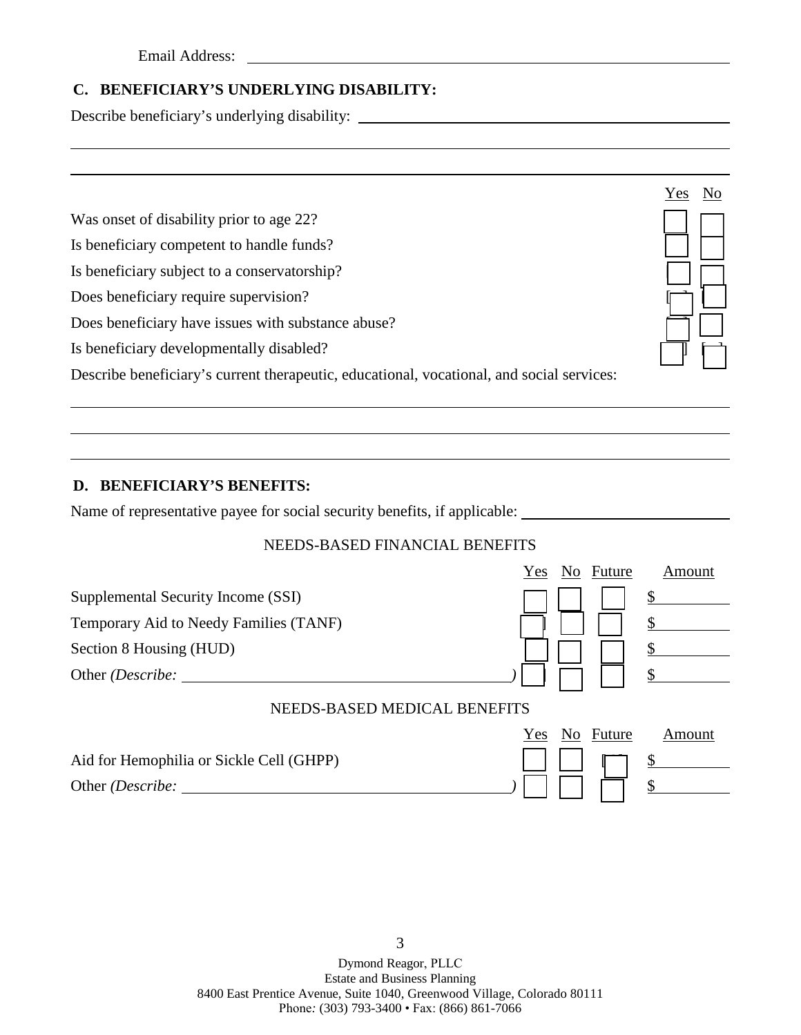Email Address: ______________________________________________

## C. BENEFICIARY'S UNDERLYING DISABILITY:

Describe beneficiary's underlying disability: ______________________________________________

______________________________________________

______________________________________________

| | Yes | No |
|---|---|---|
| Was onset of disability prior to age 22? | ☐ | ☐ |
| Is beneficiary competent to handle funds? | ☐ | ☐ |
| Is beneficiary subject to a conservatorship? | ☐ | ☐ |
| Does beneficiary require supervision? | ☐ | ☐ |
| Does beneficiary have issues with substance abuse? | ☐ | ☐ |
| Is beneficiary developmentally disabled? | ☐ | ☐ |

Describe beneficiary's current therapeutic, educational, vocational, and social services:

______________________________________________

______________________________________________

______________________________________________

## D. BENEFICIARY'S BENEFITS:

Name of representative payee for social security benefits, if applicable: ____________________

NEEDS-BASED FINANCIAL BENEFITS

| | Yes | No | Future | Amount |
|---|---|---|---|---|
| Supplemental Security Income (SSI) | ☐ | ☐ | ☐ | $ ________ |
| Temporary Aid to Needy Families (TANF) | ☐ | ☐ | ☐ | $ ________ |
| Section 8 Housing (HUD) | ☐ | ☐ | ☐ | $ ________ |
| Other *(Describe: ______________________)* | ☐ | ☐ | ☐ | $ ________ |

NEEDS-BASED MEDICAL BENEFITS

| | Yes | No | Future | Amount |
|---|---|---|---|---|
| Aid for Hemophilia or Sickle Cell (GHPP) | ☐ | ☐ | ☐ | $ ________ |
| Other *(Describe: ______________________)* | ☐ | ☐ | ☐ | $ ________ |

Dymond Reagor, PLLC
Estate and Business Planning
8400 East Prentice Avenue, Suite 1040, Greenwood Village, Colorado 80111
Phone: (303) 793-3400 • Fax: (866) 861-7066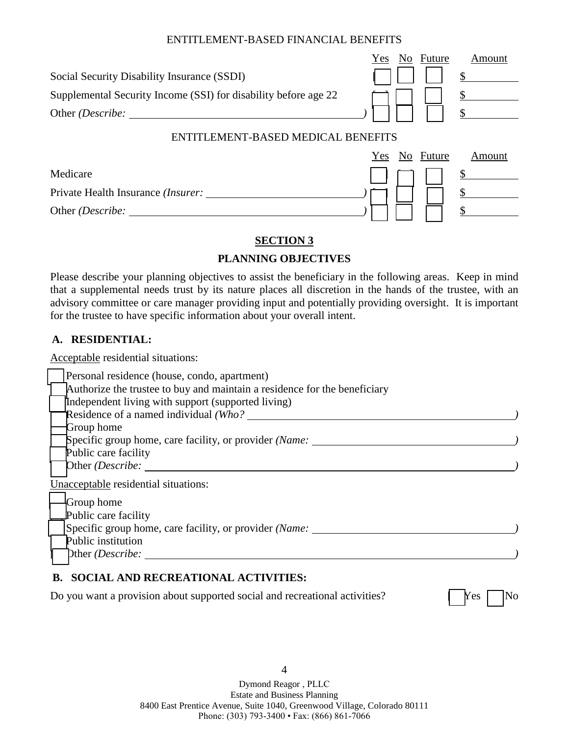ENTITLEMENT-BASED FINANCIAL BENEFITS

| | Yes | No | Future | Amount |
|---|---|---|---|---|
| Social Security Disability Insurance (SSDI) | ☐ | ☐ | ☐ | $ |
| Supplemental Security Income (SSI) for disability before age 22 | ☐ | ☐ | ☐ | $ |
| Other *(Describe:* _______________ *)* | ☐ | ☐ | ☐ | $ |

ENTITLEMENT-BASED MEDICAL BENEFITS

| | Yes | No | Future | Amount |
|---|---|---|---|---|
| Medicare | ☐ | ☐ | ☐ | $ |
| Private Health Insurance *(Insurer:* _______________ *)* | ☐ | ☐ | ☐ | $ |
| Other *(Describe:* _______________ *)* | ☐ | ☐ | ☐ | $ |

## SECTION 3

## PLANNING OBJECTIVES

Please describe your planning objectives to assist the beneficiary in the following areas. Keep in mind that a supplemental needs trust by its nature places all discretion in the hands of the trustee, with an advisory committee or care manager providing input and potentially providing oversight. It is important for the trustee to have specific information about your overall intent.

### A. RESIDENTIAL:

Acceptable residential situations:

- ☐ Personal residence (house, condo, apartment)
- ☐ Authorize the trustee to buy and maintain a residence for the beneficiary
- ☐ Independent living with support (supported living)
- ☐ Residence of a named individual *(Who?* _______________ *)*
- ☐ Group home
- ☐ Specific group home, care facility, or provider *(Name:* _______________ *)*
- ☐ Public care facility
- ☐ Other *(Describe:* _______________ *)*

Unacceptable residential situations:

- ☐ Group home
- ☐ Public care facility
- ☐ Specific group home, care facility, or provider *(Name:* _______________ *)*
- ☐ Public institution
- ☐ Other *(Describe:* _______________ *)*

### B. SOCIAL AND RECREATIONAL ACTIVITIES:

Do you want a provision about supported social and recreational activities? ☐ Yes ☐ No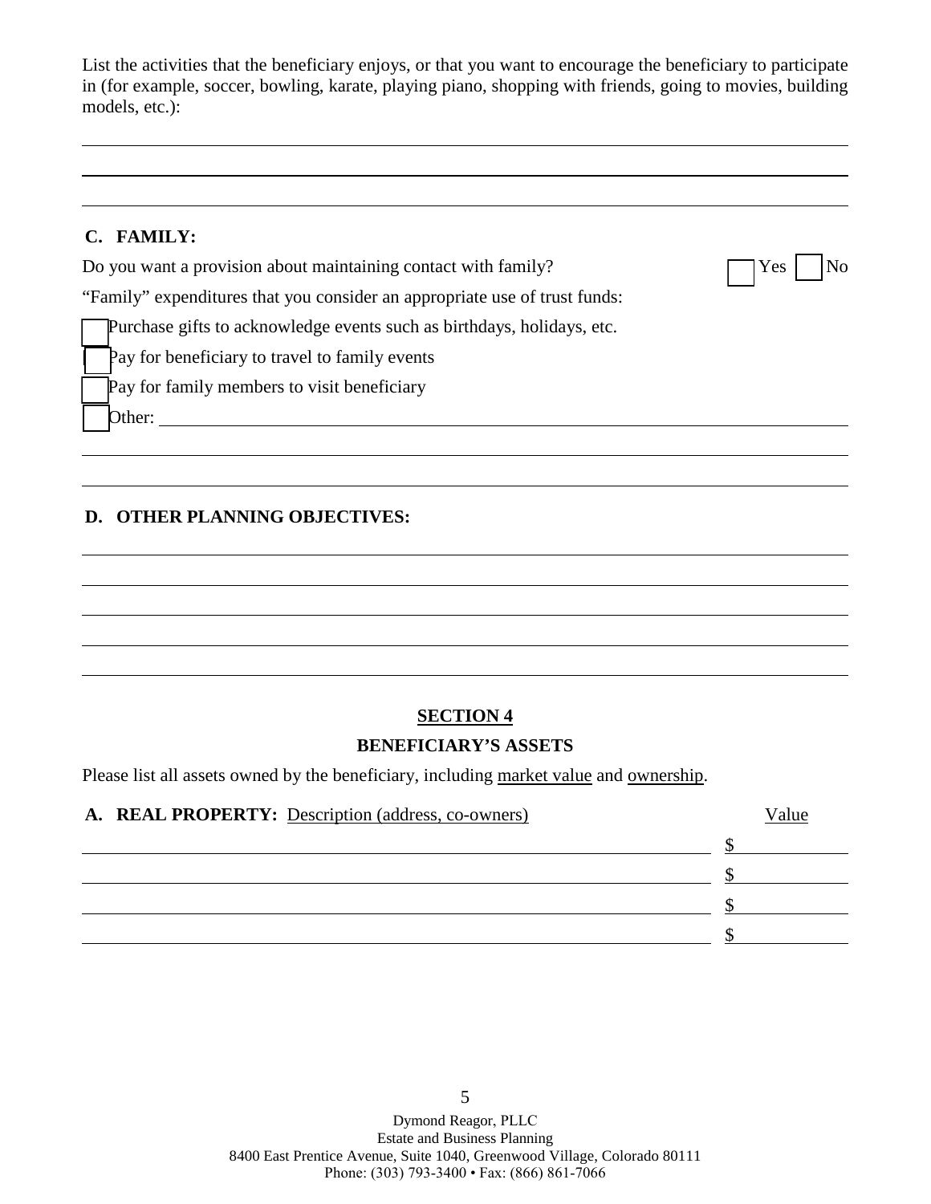List the activities that the beneficiary enjoys, or that you want to encourage the beneficiary to participate in (for example, soccer, bowling, karate, playing piano, shopping with friends, going to movies, building models, etc.):

______________________________________________________________________________

______________________________________________________________________________

______________________________________________________________________________

### C. FAMILY:

Do you want a provision about maintaining contact with family? ☐ Yes ☐ No

"Family" expenditures that you consider an appropriate use of trust funds:

☐ Purchase gifts to acknowledge events such as birthdays, holidays, etc.

☐ Pay for beneficiary to travel to family events

☐ Pay for family members to visit beneficiary

☐ Other: ______________________________________________________________________

______________________________________________________________________________

______________________________________________________________________________

### D. OTHER PLANNING OBJECTIVES:

______________________________________________________________________________

______________________________________________________________________________

______________________________________________________________________________

______________________________________________________________________________

______________________________________________________________________________

## SECTION 4

## BENEFICIARY'S ASSETS

Please list all assets owned by the beneficiary, including market value and ownership.

| A. REAL PROPERTY: Description (address, co-owners) | Value |
|---|---|
| | $ |
| | $ |
| | $ |
| | $ |

Dymond Reagor, PLLC
Estate and Business Planning
8400 East Prentice Avenue, Suite 1040, Greenwood Village, Colorado 80111
Phone: (303) 793-3400 • Fax: (866) 861-7066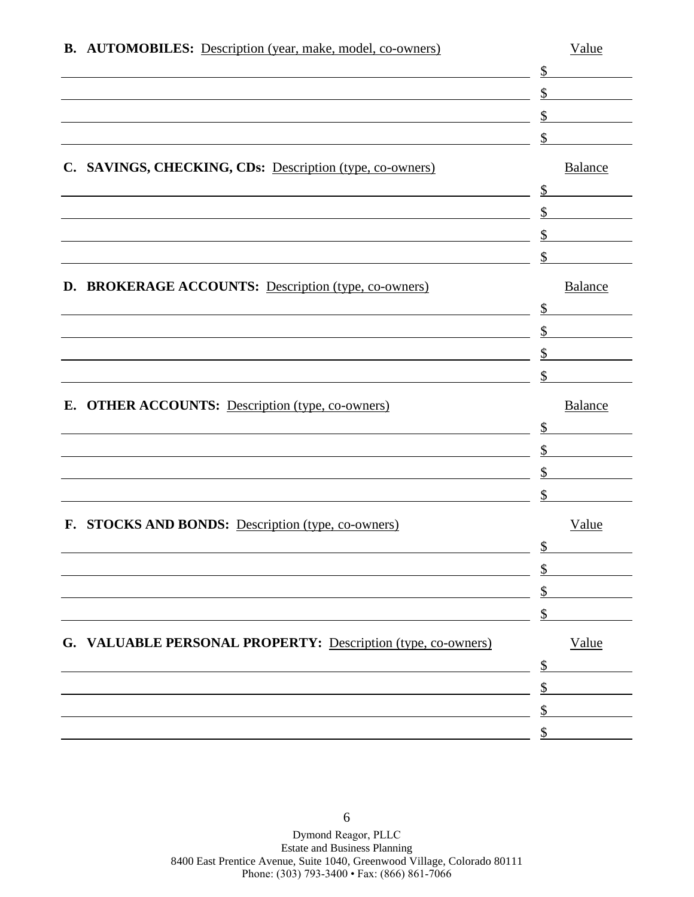**B. AUTOMOBILES:** Description (year, make, model, co-owners)

| Description | Value |
| --- | --- |
| | $ |
| | $ |
| | $ |
| | $ |

**C. SAVINGS, CHECKING, CDs:** Description (type, co-owners)

| Description | Balance |
| --- | --- |
| | $ |
| | $ |
| | $ |
| | $ |

**D. BROKERAGE ACCOUNTS:** Description (type, co-owners)

| Description | Balance |
| --- | --- |
| | $ |
| | $ |
| | $ |
| | $ |

**E. OTHER ACCOUNTS:** Description (type, co-owners)

| Description | Balance |
| --- | --- |
| | $ |
| | $ |
| | $ |
| | $ |

**F. STOCKS AND BONDS:** Description (type, co-owners)

| Description | Value |
| --- | --- |
| | $ |
| | $ |
| | $ |
| | $ |

**G. VALUABLE PERSONAL PROPERTY:** Description (type, co-owners)

| Description | Value |
| --- | --- |
| | $ |
| | $ |
| | $ |
| | $ |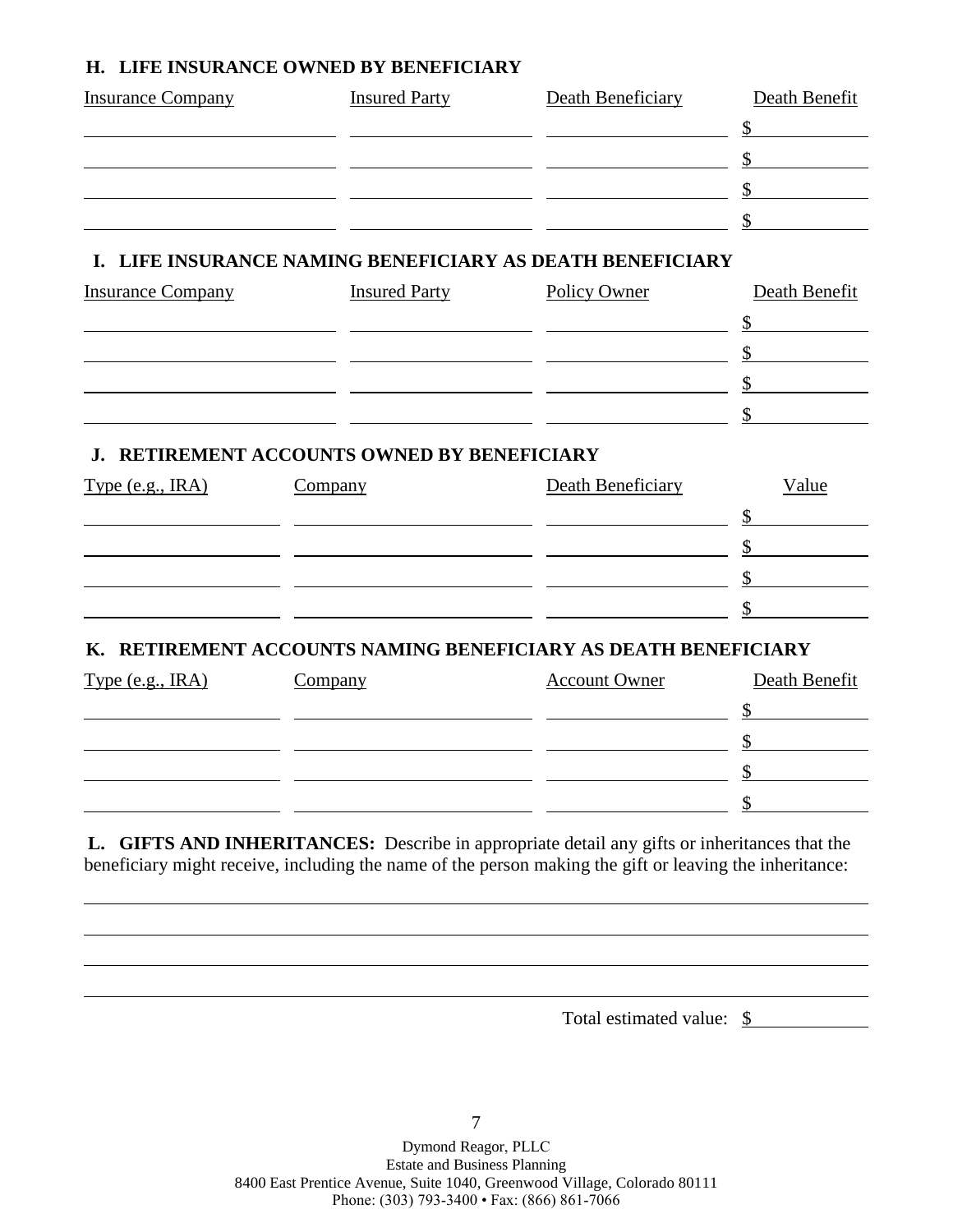### H. LIFE INSURANCE OWNED BY BENEFICIARY

| Insurance Company | Insured Party | Death Beneficiary | Death Benefit |
|---|---|---|---|
| | | | $ |
| | | | $ |
| | | | $ |
| | | | $ |

### I. LIFE INSURANCE NAMING BENEFICIARY AS DEATH BENEFICIARY

| Insurance Company | Insured Party | Policy Owner | Death Benefit |
|---|---|---|---|
| | | | $ |
| | | | $ |
| | | | $ |
| | | | $ |

### J. RETIREMENT ACCOUNTS OWNED BY BENEFICIARY

| Type (e.g., IRA) | Company | Death Beneficiary | Value |
|---|---|---|---|
| | | | $ |
| | | | $ |
| | | | $ |
| | | | $ |

### K. RETIREMENT ACCOUNTS NAMING BENEFICIARY AS DEATH BENEFICIARY

| Type (e.g., IRA) | Company | Account Owner | Death Benefit |
|---|---|---|---|
| | | | $ |
| | | | $ |
| | | | $ |
| | | | $ |

**L. GIFTS AND INHERITANCES:** Describe in appropriate detail any gifts or inheritances that the beneficiary might receive, including the name of the person making the gift or leaving the inheritance:

\_\_\_\_\_\_\_\_\_\_\_\_\_\_\_\_\_\_\_\_\_\_\_\_\_\_\_\_\_\_\_\_\_\_\_\_\_\_\_\_\_\_\_\_\_\_\_\_\_\_\_\_\_\_\_\_

\_\_\_\_\_\_\_\_\_\_\_\_\_\_\_\_\_\_\_\_\_\_\_\_\_\_\_\_\_\_\_\_\_\_\_\_\_\_\_\_\_\_\_\_\_\_\_\_\_\_\_\_\_\_\_\_

\_\_\_\_\_\_\_\_\_\_\_\_\_\_\_\_\_\_\_\_\_\_\_\_\_\_\_\_\_\_\_\_\_\_\_\_\_\_\_\_\_\_\_\_\_\_\_\_\_\_\_\_\_\_\_\_

\_\_\_\_\_\_\_\_\_\_\_\_\_\_\_\_\_\_\_\_\_\_\_\_\_\_\_\_\_\_\_\_\_\_\_\_\_\_\_\_\_\_\_\_\_\_\_\_\_\_\_\_\_\_\_\_

Total estimated value: $ \_\_\_\_\_\_\_\_\_\_

Dymond Reagor, PLLC
Estate and Business Planning
8400 East Prentice Avenue, Suite 1040, Greenwood Village, Colorado 80111
Phone: (303) 793-3400 • Fax: (866) 861-7066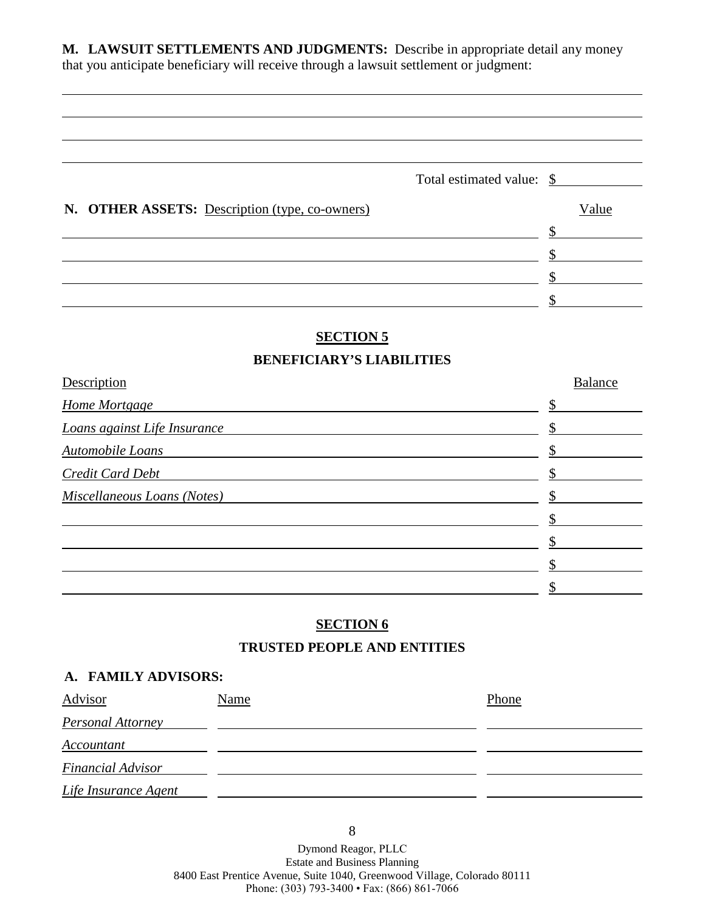**M. LAWSUIT SETTLEMENTS AND JUDGMENTS:** Describe in appropriate detail any money that you anticipate beneficiary will receive through a lawsuit settlement or judgment:

______________________________________________________________________________

______________________________________________________________________________

______________________________________________________________________________

______________________________________________________________________________

Total estimated value: $ __________

**N. OTHER ASSETS:**

| Description (type, co-owners) | Value |
|---|---|
| | $ |
| | $ |
| | $ |
| | $ |

## SECTION 5

### BENEFICIARY'S LIABILITIES

| Description | Balance |
|---|---|
| *Home Mortgage* | $ |
| *Loans against Life Insurance* | $ |
| *Automobile Loans* | $ |
| *Credit Card Debt* | $ |
| *Miscellaneous Loans (Notes)* | $ |
| | $ |
| | $ |
| | $ |
| | $ |

## SECTION 6

### TRUSTED PEOPLE AND ENTITIES

**A. FAMILY ADVISORS:**

| Advisor | Name | Phone |
|---|---|---|
| *Personal Attorney* | | |
| *Accountant* | | |
| *Financial Advisor* | | |
| *Life Insurance Agent* | | |

Dymond Reagor, PLLC
Estate and Business Planning
8400 East Prentice Avenue, Suite 1040, Greenwood Village, Colorado 80111
Phone: (303) 793-3400 • Fax: (866) 861-7066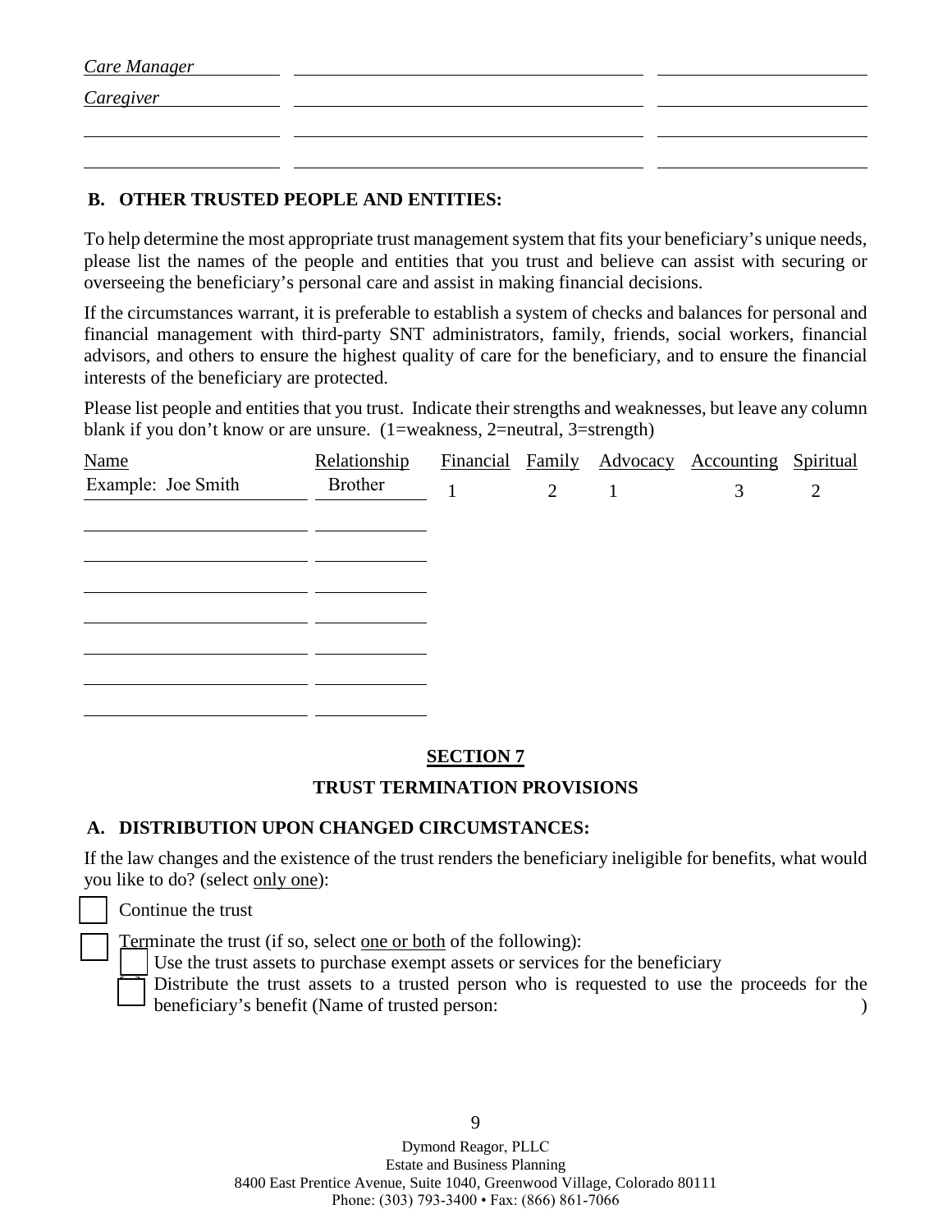| | | |
|---|---|---|
| *Care Manager* | | |
| *Caregiver* | | |
| | | |
| | | |

**B. OTHER TRUSTED PEOPLE AND ENTITIES:**

To help determine the most appropriate trust management system that fits your beneficiary's unique needs, please list the names of the people and entities that you trust and believe can assist with securing or overseeing the beneficiary's personal care and assist in making financial decisions.

If the circumstances warrant, it is preferable to establish a system of checks and balances for personal and financial management with third-party SNT administrators, family, friends, social workers, financial advisors, and others to ensure the highest quality of care for the beneficiary, and to ensure the financial interests of the beneficiary are protected.

Please list people and entities that you trust. Indicate their strengths and weaknesses, but leave any column blank if you don't know or are unsure. (1=weakness, 2=neutral, 3=strength)

| Name | Relationship | Financial | Family | Advocacy | Accounting | Spiritual |
|---|---|---|---|---|---|---|
| Example: Joe Smith | Brother | 1 | 2 | 1 | 3 | 2 |
| | | | | | | |
| | | | | | | |
| | | | | | | |
| | | | | | | |
| | | | | | | |
| | | | | | | |
| | | | | | | |

## SECTION 7

### TRUST TERMINATION PROVISIONS

**A. DISTRIBUTION UPON CHANGED CIRCUMSTANCES:**

If the law changes and the existence of the trust renders the beneficiary ineligible for benefits, what would you like to do? (select only one):

☐ Continue the trust

☐ Terminate the trust (if so, select one or both of the following):

- ☐ Use the trust assets to purchase exempt assets or services for the beneficiary
- ☐ Distribute the trust assets to a trusted person who is requested to use the proceeds for the beneficiary's benefit (Name of trusted person: )

Dymond Reagor, PLLC
Estate and Business Planning
8400 East Prentice Avenue, Suite 1040, Greenwood Village, Colorado 80111
Phone: (303) 793-3400 • Fax: (866) 861-7066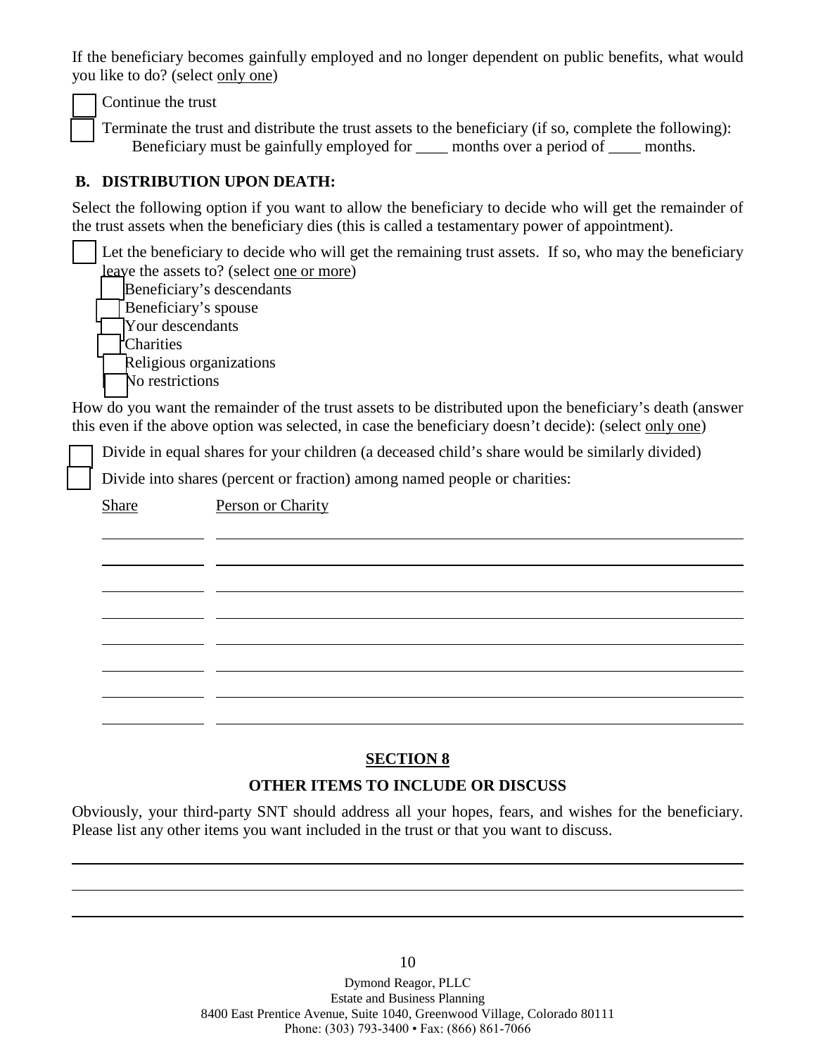If the beneficiary becomes gainfully employed and no longer dependent on public benefits, what would you like to do? (select only one)

☐ Continue the trust

☐ Terminate the trust and distribute the trust assets to the beneficiary (if so, complete the following):
Beneficiary must be gainfully employed for ____ months over a period of ____ months.

### B. DISTRIBUTION UPON DEATH:

Select the following option if you want to allow the beneficiary to decide who will get the remainder of the trust assets when the beneficiary dies (this is called a testamentary power of appointment).

☐ Let the beneficiary to decide who will get the remaining trust assets. If so, who may the beneficiary leave the assets to? (select one or more)

- ☐ Beneficiary's descendants
- ☐ Beneficiary's spouse
- ☐ Your descendants
- ☐ Charities
- ☐ Religious organizations
- ☐ No restrictions

How do you want the remainder of the trust assets to be distributed upon the beneficiary's death (answer this even if the above option was selected, in case the beneficiary doesn't decide): (select only one)

☐ Divide in equal shares for your children (a deceased child's share would be similarly divided)

☐ Divide into shares (percent or fraction) among named people or charities:

| Share | Person or Charity |
|---|---|
| | |
| | |
| | |
| | |
| | |
| | |
| | |
| | |

## SECTION 8

## OTHER ITEMS TO INCLUDE OR DISCUSS

Obviously, your third-party SNT should address all your hopes, fears, and wishes for the beneficiary. Please list any other items you want included in the trust or that you want to discuss.

_______________________________________________

_______________________________________________

_______________________________________________

Dymond Reagor, PLLC
Estate and Business Planning
8400 East Prentice Avenue, Suite 1040, Greenwood Village, Colorado 80111
Phone: (303) 793-3400 • Fax: (866) 861-7066